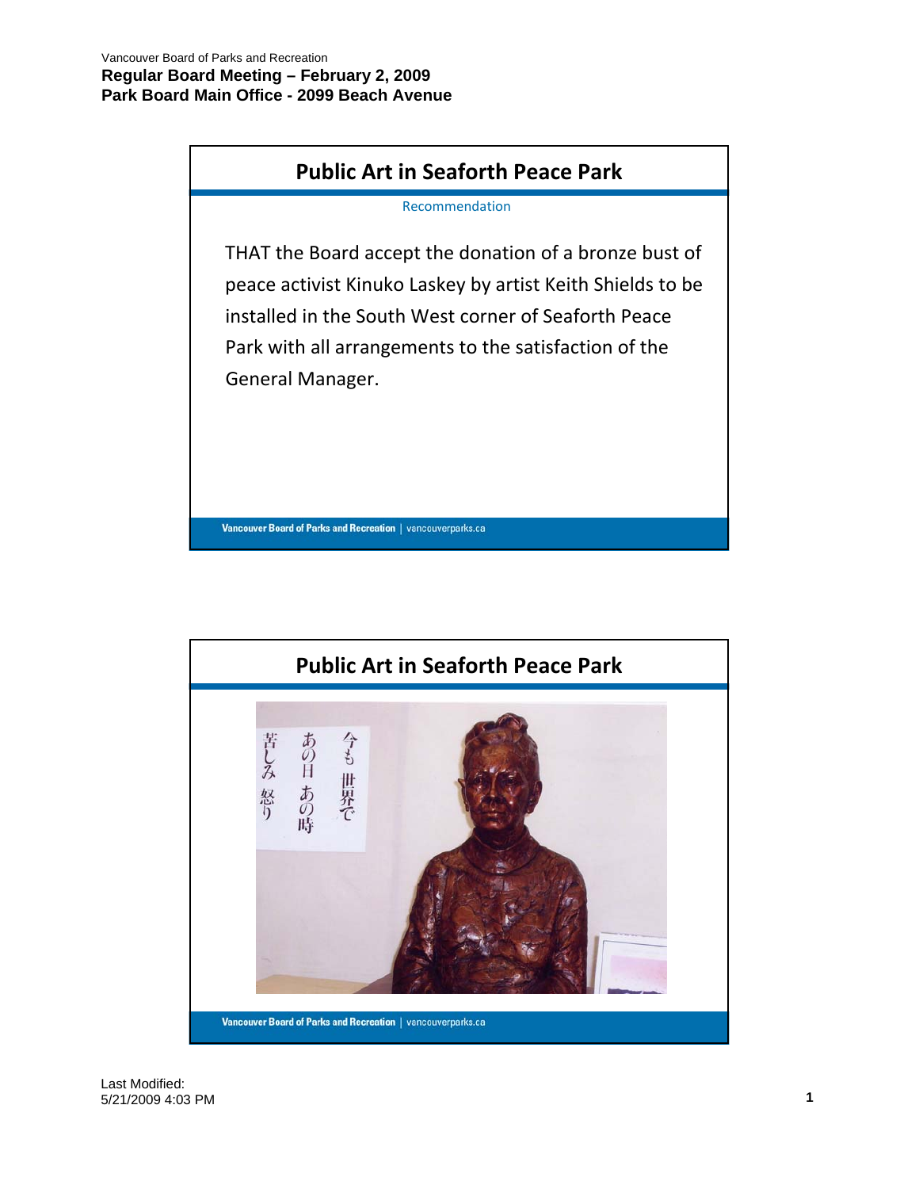Vancouver Board of Parks and Recreation

**Regular Board Meeting – February 2, 2009**

**Park Board Main Office - 2099 Beach Avenue**

## Public Art in Seaforth Peace Park

Recommendation

THAT the Board accept the donation of a bronze bust of peace activist Kinuko Laskey by artist Keith Shields to be installed in the South West corner of Seaforth Peace Park with all arrangements to the satisfaction of the General Manager.

Vancouver Board of Parks and Recreation | vancouverparks.ca

## Public Art in Seaforth Peace Park

Vancouver Board of Parks and Recreation | vancouverparks.ca

Last Modified:
5/21/2009 4:03 PM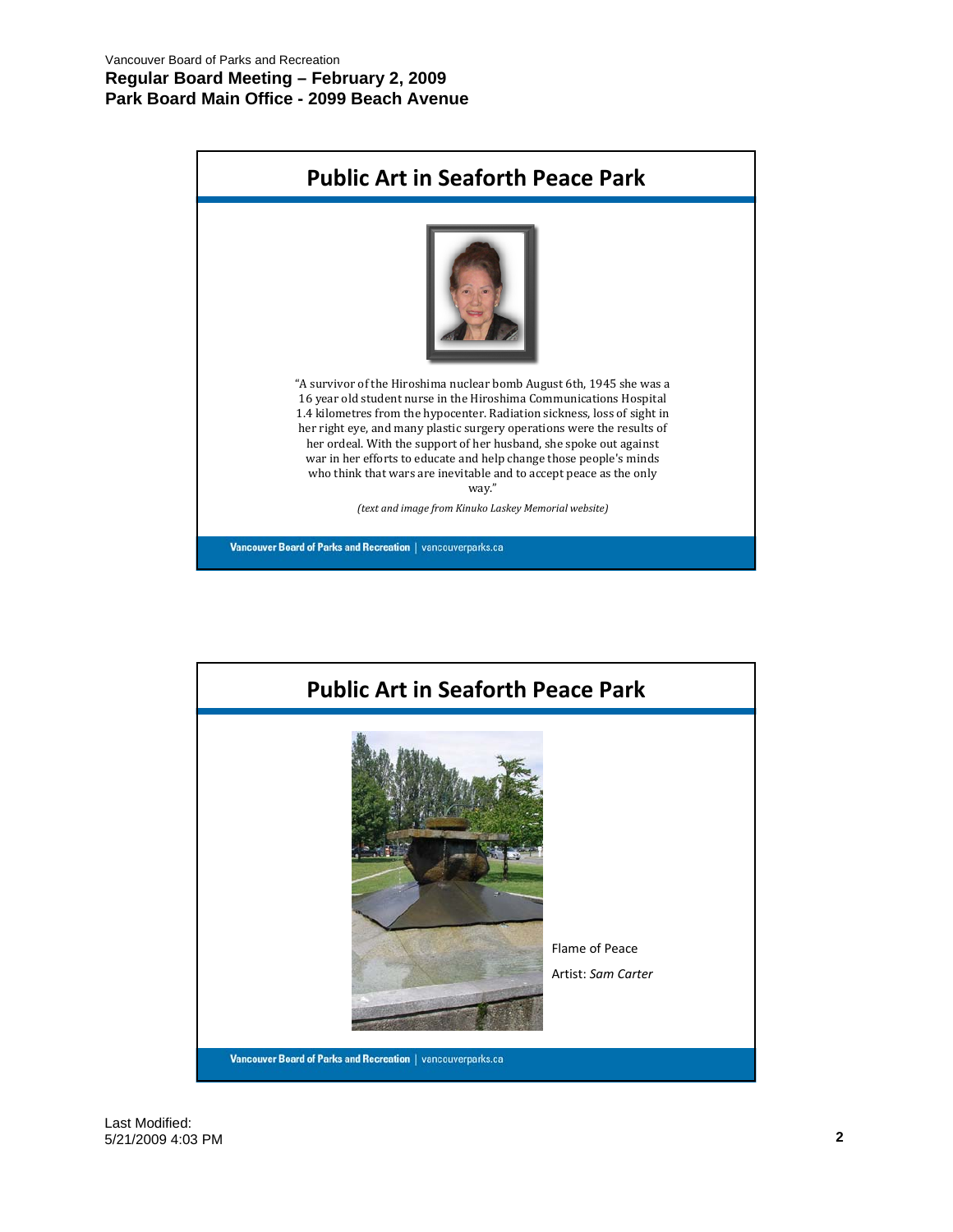## Public Art in Seaforth Peace Park

"A survivor of the Hiroshima nuclear bomb August 6th, 1945 she was a 16 year old student nurse in the Hiroshima Communications Hospital 1.4 kilometres from the hypocenter. Radiation sickness, loss of sight in her right eye, and many plastic surgery operations were the results of her ordeal. With the support of her husband, she spoke out against war in her efforts to educate and help change those people's minds who think that wars are inevitable and to accept peace as the only way."

*(text and image from Kinuko Laskey Memorial website)*

Vancouver Board of Parks and Recreation | vancouverparks.ca

## Public Art in Seaforth Peace Park

Flame of Peace

Artist: *Sam Carter*

Vancouver Board of Parks and Recreation | vancouverparks.ca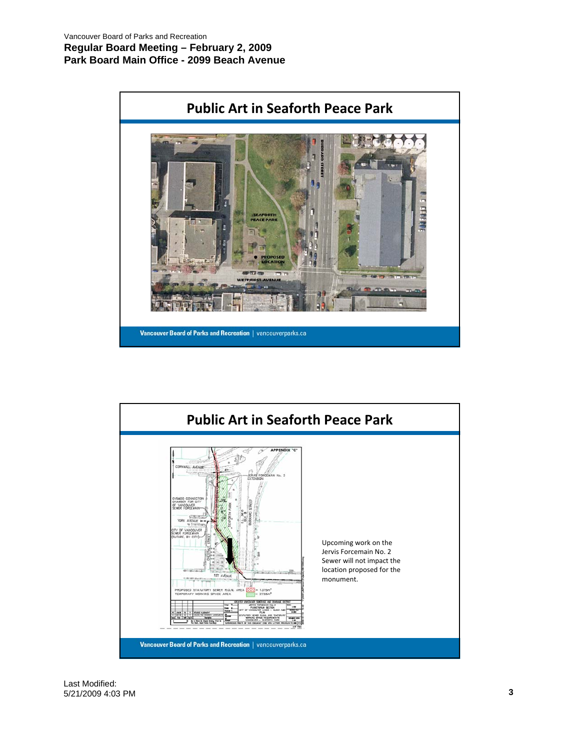Vancouver Board of Parks and Recreation
**Regular Board Meeting – February 2, 2009**
**Park Board Main Office - 2099 Beach Avenue**

## Public Art in Seaforth Peace Park

Vancouver Board of Parks and Recreation | vancouverparks.ca

## Public Art in Seaforth Peace Park

Upcoming work on the Jervis Forcemain No. 2 Sewer will not impact the location proposed for the monument.

Vancouver Board of Parks and Recreation | vancouverparks.ca

Last Modified:
5/21/2009 4:03 PM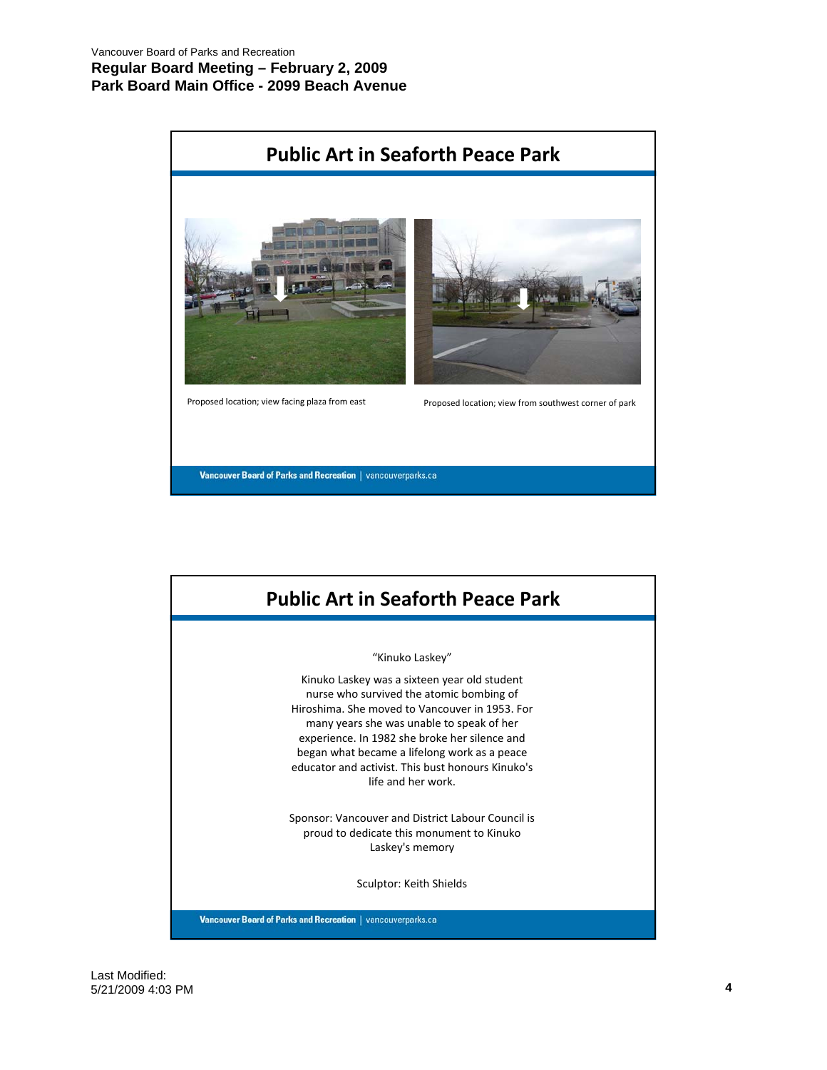Vancouver Board of Parks and Recreation

**Regular Board Meeting – February 2, 2009**

**Park Board Main Office - 2099 Beach Avenue**

## Public Art in Seaforth Peace Park

Proposed location; view facing plaza from east

Proposed location; view from southwest corner of park

Vancouver Board of Parks and Recreation | vancouverparks.ca

## Public Art in Seaforth Peace Park

"Kinuko Laskey"

Kinuko Laskey was a sixteen year old student nurse who survived the atomic bombing of Hiroshima. She moved to Vancouver in 1953. For many years she was unable to speak of her experience. In 1982 she broke her silence and began what became a lifelong work as a peace educator and activist. This bust honours Kinuko's life and her work.

Sponsor: Vancouver and District Labour Council is proud to dedicate this monument to Kinuko Laskey's memory

Sculptor: Keith Shields

Vancouver Board of Parks and Recreation | vancouverparks.ca

Last Modified:
5/21/2009 4:03 PM